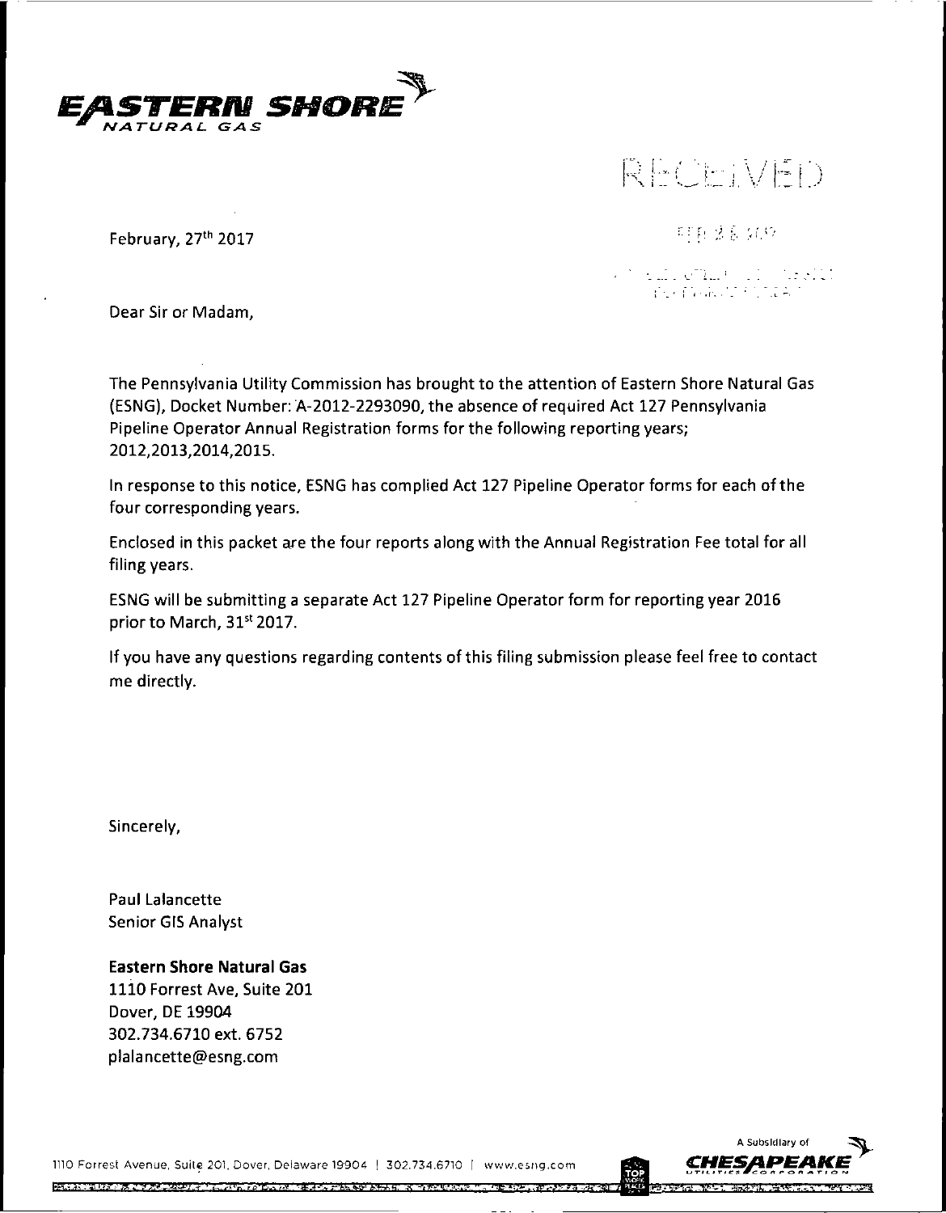**EASTERN SHORE**
*NATURAL GAS*

RECEIVED

February, 27th 2017

Dear Sir or Madam,

The Pennsylvania Utility Commission has brought to the attention of Eastern Shore Natural Gas (ESNG), Docket Number: A-2012-2293090, the absence of required Act 127 Pennsylvania Pipeline Operator Annual Registration forms for the following reporting years; 2012,2013,2014,2015.

In response to this notice, ESNG has complied Act 127 Pipeline Operator forms for each of the four corresponding years.

Enclosed in this packet are the four reports along with the Annual Registration Fee total for all filing years.

ESNG will be submitting a separate Act 127 Pipeline Operator form for reporting year 2016 prior to March, 31st 2017.

If you have any questions regarding contents of this filing submission please feel free to contact me directly.

Sincerely,

Paul Lalancette
Senior GIS Analyst

**Eastern Shore Natural Gas**
1110 Forrest Ave, Suite 201
Dover, DE 19904
302.734.6710 ext. 6752
plalancette@esng.com

1110 Forrest Avenue, Suite 201, Dover, Delaware 19904 | 302.734.6710 | www.esng.com

A Subsidiary of CHESAPEAKE UTILITIES CORPORATION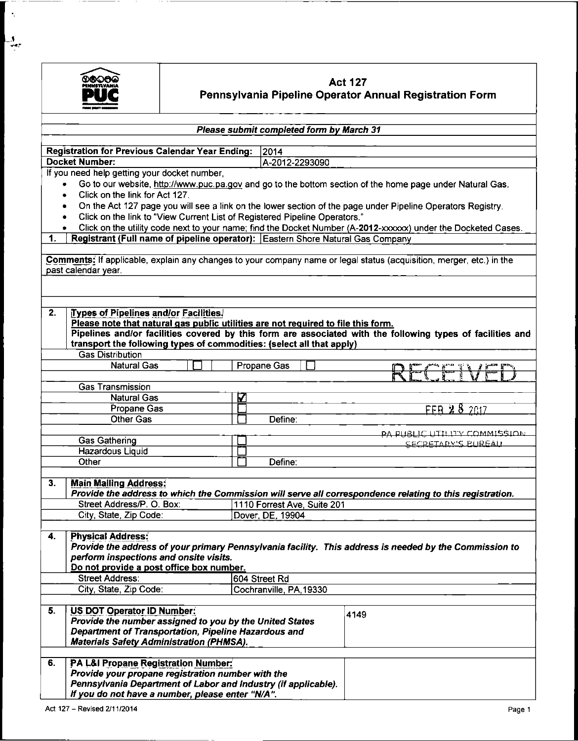# Act 127
## Pennsylvania Pipeline Operator Annual Registration Form

***Please submit completed form by March 31***

| | |
|---|---|
| **Registration for Previous Calendar Year Ending:** | 2014 |
| **Docket Number:** | A-2012-2293090 |

If you need help getting your docket number,

- Go to our website, http://www.puc.pa.gov and go to the bottom section of the home page under Natural Gas.
- Click on the link for Act 127.
- On the Act 127 page you will see a link on the lower section of the page under Pipeline Operators Registry.
- Click on the link to "View Current List of Registered Pipeline Operators."
- Click on the utility code next to your name; find the Docket Number (A-**2012**-xxxxxx) under the Docketed Cases.

**1. Registrant (Full name of pipeline operator):** Eastern Shore Natural Gas Company

**Comments:** If applicable, explain any changes to your company name or legal status (acquisition, merger, etc.) in the past calendar year.

**2. Types of Pipelines and/or Facilities.**

**Please note that natural gas public utilities are not required to file this form.**

**Pipelines and/or facilities covered by this form are associated with the following types of facilities and transport the following types of commodities: (select all that apply)**

| | | | |
|---|---|---|---|
| **Gas Distribution** | | | |
| Natural Gas | ☐ | Propane Gas | ☐ |
| **Gas Transmission** | | | |
| Natural Gas | ☑ | | |
| Propane Gas | ☐ | | |
| Other Gas | ☐ | Define: | |
| Gas Gathering | ☐ | | |
| Hazardous Liquid | ☐ | | |
| Other | ☐ | Define: | |

RECEIVED
FEB 28 2017
PA PUBLIC UTILITY COMMISSION
SECRETARY'S BUREAU

**3. Main Mailing Address:**

***Provide the address to which the Commission will serve all correspondence relating to this registration.***

| | |
|---|---|
| Street Address/P. O. Box: | 1110 Forrest Ave, Suite 201 |
| City, State, Zip Code: | Dover, DE, 19904 |

**4. Physical Address:**

***Provide the address of your primary Pennsylvania facility. This address is needed by the Commission to perform inspections and onsite visits.***

***Do not provide a post office box number.***

| | |
|---|---|
| Street Address: | 604 Street Rd |
| City, State, Zip Code: | Cochranville, PA,19330 |

| | |
|---|---|
| **5. US DOT Operator ID Number:** *Provide the number assigned to you by the United States Department of Transportation, Pipeline Hazardous and Materials Safety Administration (PHMSA).* | 4149 |
| **6. PA L&I Propane Registration Number:** *Provide your propane registration number with the Pennsylvania Department of Labor and Industry (if applicable). If you do not have a number, please enter "N/A".* | |

Act 127 – Revised 2/11/2014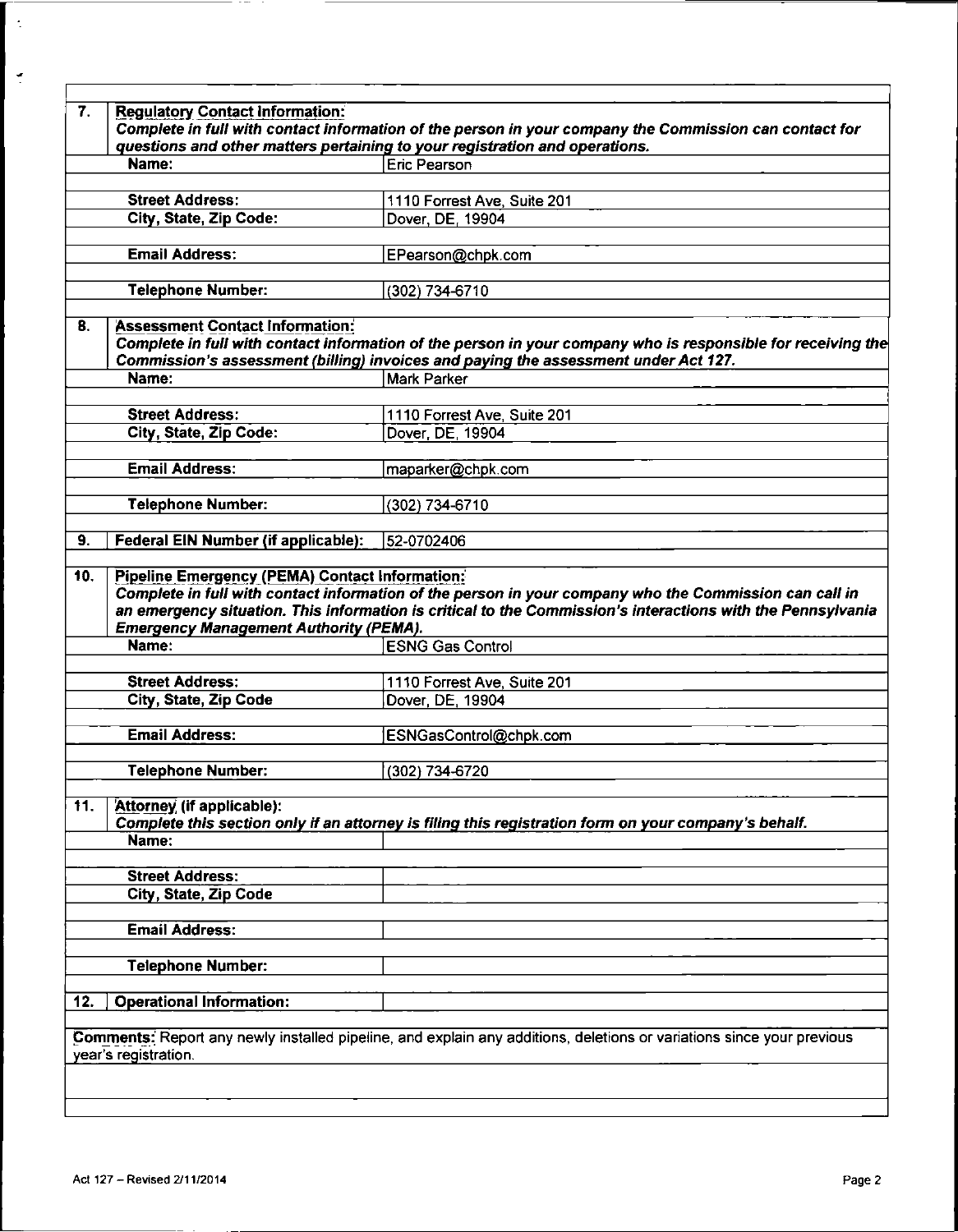**7. Regulatory Contact Information:**

*Complete in full with contact information of the person in your company the Commission can contact for questions and other matters pertaining to your registration and operations.*

| Field | Value |
|---|---|
| **Name:** | Eric Pearson |
| **Street Address:** | 1110 Forrest Ave, Suite 201 |
| **City, State, Zip Code:** | Dover, DE, 19904 |
| **Email Address:** | EPearson@chpk.com |
| **Telephone Number:** | (302) 734-6710 |

**8. Assessment Contact Information:**

*Complete in full with contact information of the person in your company who is responsible for receiving the Commission's assessment (billing) invoices and paying the assessment under Act 127.*

| Field | Value |
|---|---|
| **Name:** | Mark Parker |
| **Street Address:** | 1110 Forrest Ave, Suite 201 |
| **City, State, Zip Code:** | Dover, DE, 19904 |
| **Email Address:** | maparker@chpk.com |
| **Telephone Number:** | (302) 734-6710 |

**9. Federal EIN Number (if applicable):** 52-0702406

**10. Pipeline Emergency (PEMA) Contact Information:**

*Complete in full with contact information of the person in your company who the Commission can call in an emergency situation. This information is critical to the Commission's interactions with the Pennsylvania Emergency Management Authority (PEMA).*

| Field | Value |
|---|---|
| **Name:** | ESNG Gas Control |
| **Street Address:** | 1110 Forrest Ave, Suite 201 |
| **City, State, Zip Code** | Dover, DE, 19904 |
| **Email Address:** | ESNGasControl@chpk.com |
| **Telephone Number:** | (302) 734-6720 |

**11. Attorney (if applicable):**

*Complete this section only if an attorney is filing this registration form on your company's behalf.*

| Field | Value |
|---|---|
| **Name:** | |
| **Street Address:** | |
| **City, State, Zip Code** | |
| **Email Address:** | |
| **Telephone Number:** | |

**12. Operational Information:**

**Comments:** Report any newly installed pipeline, and explain any additions, deletions or variations since your previous year's registration.

Act 127 – Revised 2/11/2014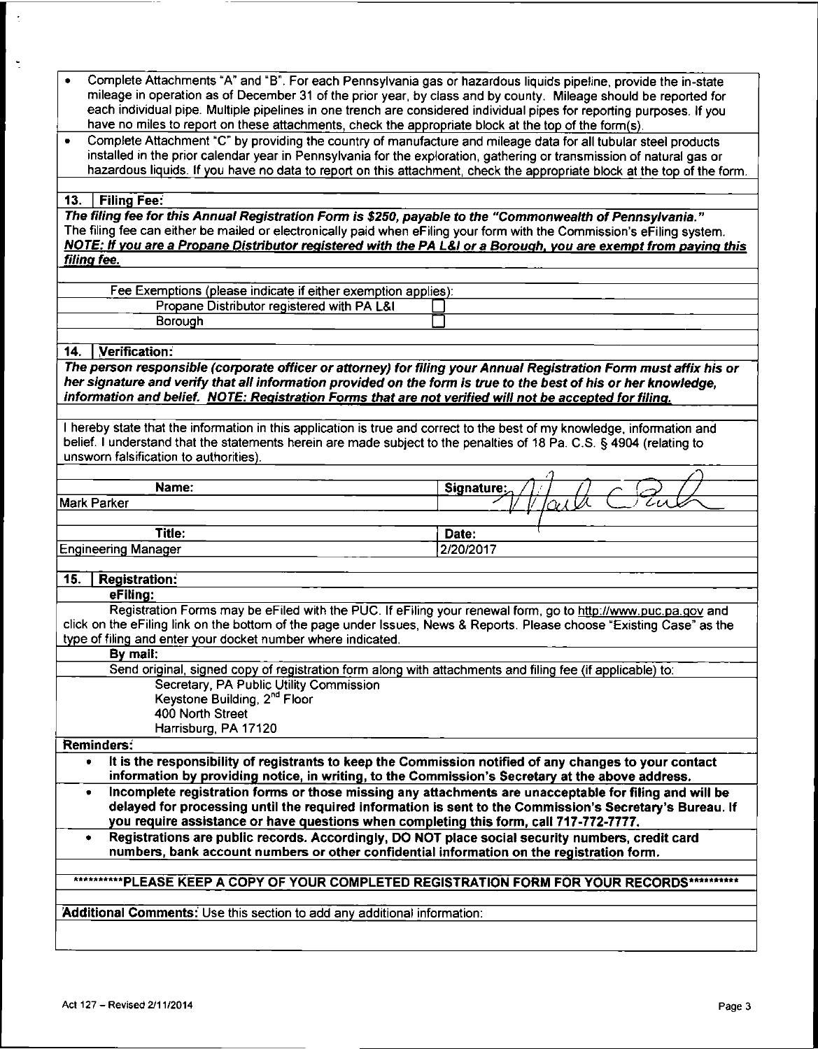- Complete Attachments "A" and "B". For each Pennsylvania gas or hazardous liquids pipeline, provide the in-state mileage in operation as of December 31 of the prior year, by class and by county. Mileage should be reported for each individual pipe. Multiple pipelines in one trench are considered individual pipes for reporting purposes. If you have no miles to report on these attachments, check the appropriate block at the top of the form(s).
- Complete Attachment "C" by providing the country of manufacture and mileage data for all tubular steel products installed in the prior calendar year in Pennsylvania for the exploration, gathering or transmission of natural gas or hazardous liquids. If you have no data to report on this attachment, check the appropriate block at the top of the form.

## 13. Filing Fee:

***The filing fee for this Annual Registration Form is $250, payable to the "Commonwealth of Pennsylvania."***
The filing fee can either be mailed or electronically paid when eFiling your form with the Commission's eFiling system.
***NOTE: If you are a Propane Distributor registered with the PA L&I or a Borough, you are exempt from paying this filing fee.***

Fee Exemptions (please indicate if either exemption applies):

| | |
|---|---|
| Propane Distributor registered with PA L&I | ☐ |
| Borough | ☐ |

## 14. Verification:

***The person responsible (corporate officer or attorney) for filing your Annual Registration Form must affix his or her signature and verify that all information provided on the form is true to the best of his or her knowledge, information and belief. NOTE: Registration Forms that are not verified will not be accepted for filing.***

I hereby state that the information in this application is true and correct to the best of my knowledge, information and belief. I understand that the statements herein are made subject to the penalties of 18 Pa. C.S. § 4904 (relating to unsworn falsification to authorities).

| Name: | Signature: |
|---|---|
| Mark Parker | [signature] |
| **Title:** | **Date:** |
| Engineering Manager | 2/20/2017 |

## 15. Registration:

**eFiling:**

Registration Forms may be eFiled with the PUC. If eFiling your renewal form, go to http://www.puc.pa.gov and click on the eFiling link on the bottom of the page under Issues, News & Reports. Please choose "Existing Case" as the type of filing and enter your docket number where indicated.

**By mail:**

Send original, signed copy of registration form along with attachments and filing fee (if applicable) to:

Secretary, PA Public Utility Commission
Keystone Building, 2nd Floor
400 North Street
Harrisburg, PA 17120

**Reminders:**

- **It is the responsibility of registrants to keep the Commission notified of any changes to your contact information by providing notice, in writing, to the Commission's Secretary at the above address.**
- **Incomplete registration forms or those missing any attachments are unacceptable for filing and will be delayed for processing until the required information is sent to the Commission's Secretary's Bureau. If you require assistance or have questions when completing this form, call 717-772-7777.**
- **Registrations are public records. Accordingly, DO NOT place social security numbers, credit card numbers, bank account numbers or other confidential information on the registration form.**

**\*\*\*\*\*\*\*\*\*\*PLEASE KEEP A COPY OF YOUR COMPLETED REGISTRATION FORM FOR YOUR RECORDS\*\*\*\*\*\*\*\*\*\***

**Additional Comments:** Use this section to add any additional information:

Act 127 – Revised 2/11/2014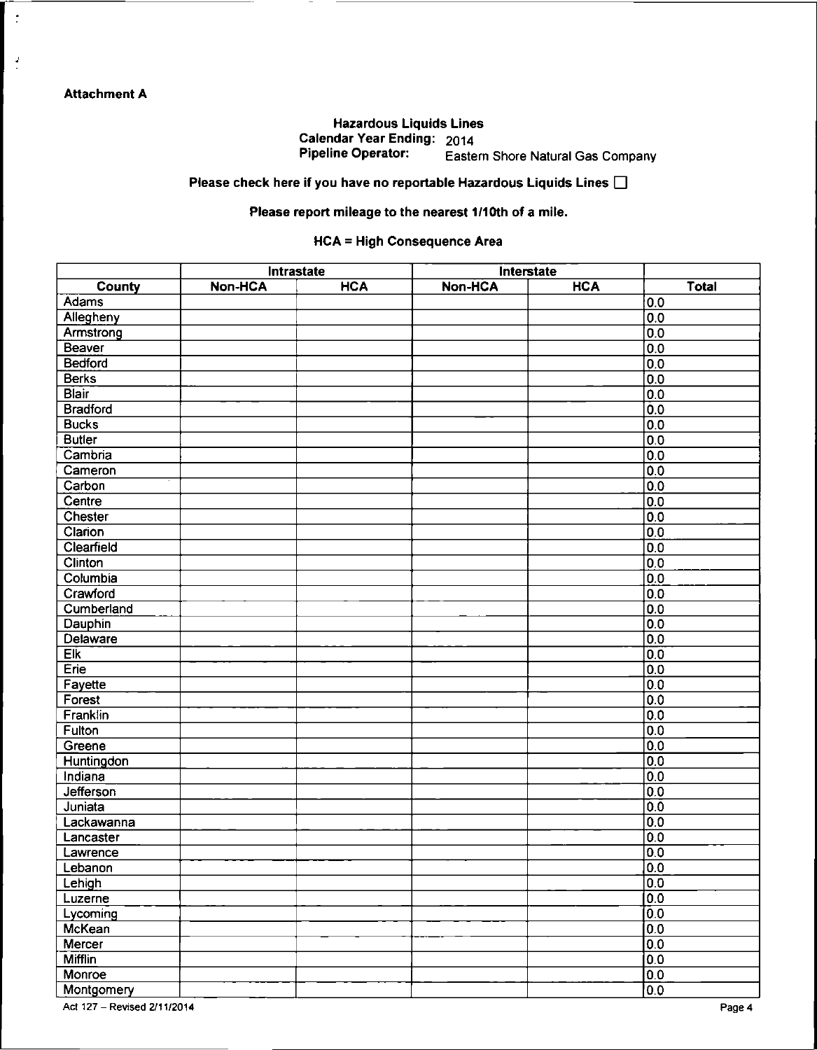**Attachment A**

**Hazardous Liquids Lines**
**Calendar Year Ending:** 2014
**Pipeline Operator:** Eastern Shore Natural Gas Company

**Please check here if you have no reportable Hazardous Liquids Lines** ☐

**Please report mileage to the nearest 1/10th of a mile.**

**HCA = High Consequence Area**

| | Intrastate | | Interstate | | |
|---|---|---|---|---|---|
| **County** | **Non-HCA** | **HCA** | **Non-HCA** | **HCA** | **Total** |
| Adams | | | | | 0.0 |
| Allegheny | | | | | 0.0 |
| Armstrong | | | | | 0.0 |
| Beaver | | | | | 0.0 |
| Bedford | | | | | 0.0 |
| Berks | | | | | 0.0 |
| Blair | | | | | 0.0 |
| Bradford | | | | | 0.0 |
| Bucks | | | | | 0.0 |
| Butler | | | | | 0.0 |
| Cambria | | | | | 0.0 |
| Cameron | | | | | 0.0 |
| Carbon | | | | | 0.0 |
| Centre | | | | | 0.0 |
| Chester | | | | | 0.0 |
| Clarion | | | | | 0.0 |
| Clearfield | | | | | 0.0 |
| Clinton | | | | | 0.0 |
| Columbia | | | | | 0.0 |
| Crawford | | | | | 0.0 |
| Cumberland | | | | | 0.0 |
| Dauphin | | | | | 0.0 |
| Delaware | | | | | 0.0 |
| Elk | | | | | 0.0 |
| Erie | | | | | 0.0 |
| Fayette | | | | | 0.0 |
| Forest | | | | | 0.0 |
| Franklin | | | | | 0.0 |
| Fulton | | | | | 0.0 |
| Greene | | | | | 0.0 |
| Huntingdon | | | | | 0.0 |
| Indiana | | | | | 0.0 |
| Jefferson | | | | | 0.0 |
| Juniata | | | | | 0.0 |
| Lackawanna | | | | | 0.0 |
| Lancaster | | | | | 0.0 |
| Lawrence | | | | | 0.0 |
| Lebanon | | | | | 0.0 |
| Lehigh | | | | | 0.0 |
| Luzerne | | | | | 0.0 |
| Lycoming | | | | | 0.0 |
| McKean | | | | | 0.0 |
| Mercer | | | | | 0.0 |
| Mifflin | | | | | 0.0 |
| Monroe | | | | | 0.0 |
| Montgomery | | | | | 0.0 |

Act 127 – Revised 2/11/2014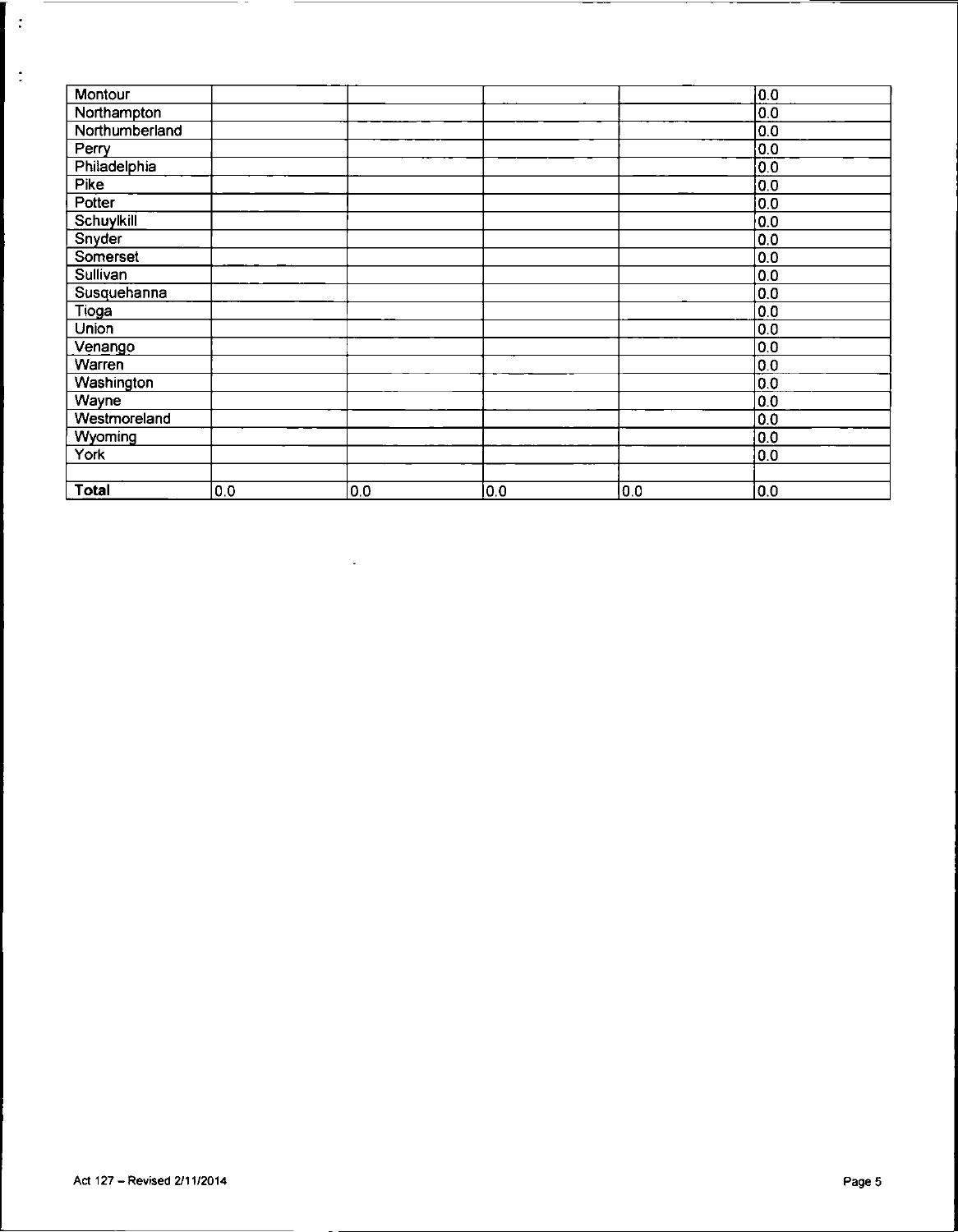| | | | | | |
|---|---|---|---|---|---|
| Montour | | | | | 0.0 |
| Northampton | | | | | 0.0 |
| Northumberland | | | | | 0.0 |
| Perry | | | | | 0.0 |
| Philadelphia | | | | | 0.0 |
| Pike | | | | | 0.0 |
| Potter | | | | | 0.0 |
| Schuylkill | | | | | 0.0 |
| Snyder | | | | | 0.0 |
| Somerset | | | | | 0.0 |
| Sullivan | | | | | 0.0 |
| Susquehanna | | | | | 0.0 |
| Tioga | | | | | 0.0 |
| Union | | | | | 0.0 |
| Venango | | | | | 0.0 |
| Warren | | | | | 0.0 |
| Washington | | | | | 0.0 |
| Wayne | | | | | 0.0 |
| Westmoreland | | | | | 0.0 |
| Wyoming | | | | | 0.0 |
| York | | | | | 0.0 |
| | | | | | |
| **Total** | 0.0 | 0.0 | 0.0 | 0.0 | 0.0 |

Act 127 – Revised 2/11/2014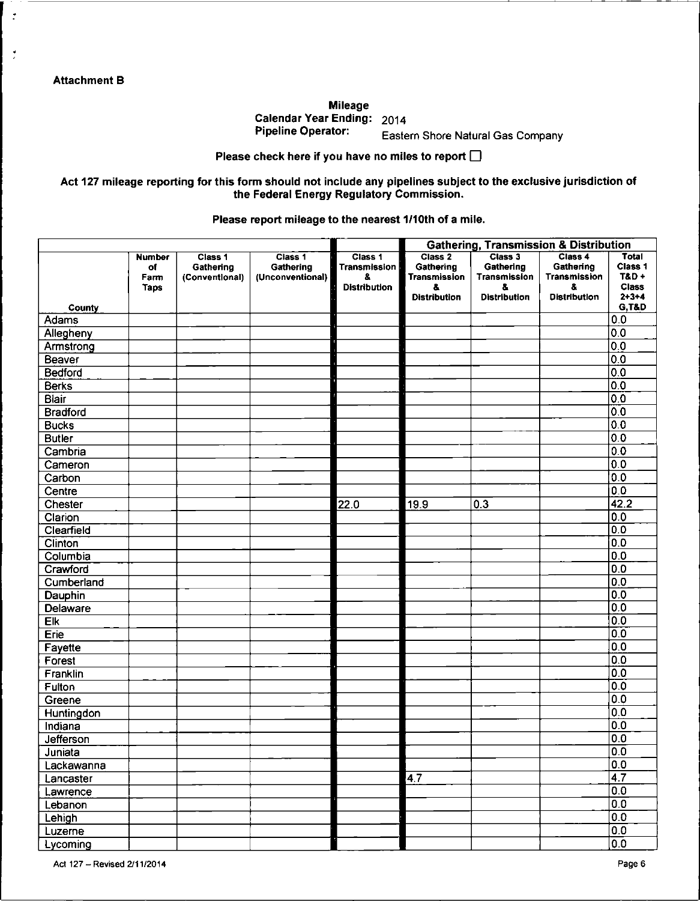**Attachment B**

**Mileage**
**Calendar Year Ending:** 2014
**Pipeline Operator:** Eastern Shore Natural Gas Company

**Please check here if you have no miles to report** ☐

**Act 127 mileage reporting for this form should not include any pipelines subject to the exclusive jurisdiction of the Federal Energy Regulatory Commission.**

**Please report mileage to the nearest 1/10th of a mile.**

| | | | | | Gathering, Transmission & Distribution | | | |
|---|---|---|---|---|---|---|---|---|
| County | Number of Farm Taps | Class 1 Gathering (Conventional) | Class 1 Gathering (Unconventional) | Class 1 Transmission & Distribution | Class 2 Gathering Transmission & Distribution | Class 3 Gathering Transmission & Distribution | Class 4 Gathering Transmission & Distribution | Total Class 1 T&D + Class 2+3+4 G,T&D |
| Adams | | | | | | | | 0.0 |
| Allegheny | | | | | | | | 0.0 |
| Armstrong | | | | | | | | 0.0 |
| Beaver | | | | | | | | 0.0 |
| Bedford | | | | | | | | 0.0 |
| Berks | | | | | | | | 0.0 |
| Blair | | | | | | | | 0.0 |
| Bradford | | | | | | | | 0.0 |
| Bucks | | | | | | | | 0.0 |
| Butler | | | | | | | | 0.0 |
| Cambria | | | | | | | | 0.0 |
| Cameron | | | | | | | | 0.0 |
| Carbon | | | | | | | | 0.0 |
| Centre | | | | | | | | 0.0 |
| Chester | | | | 22.0 | 19.9 | 0.3 | | 42.2 |
| Clarion | | | | | | | | 0.0 |
| Clearfield | | | | | | | | 0.0 |
| Clinton | | | | | | | | 0.0 |
| Columbia | | | | | | | | 0.0 |
| Crawford | | | | | | | | 0.0 |
| Cumberland | | | | | | | | 0.0 |
| Dauphin | | | | | | | | 0.0 |
| Delaware | | | | | | | | 0.0 |
| Elk | | | | | | | | 0.0 |
| Erie | | | | | | | | 0.0 |
| Fayette | | | | | | | | 0.0 |
| Forest | | | | | | | | 0.0 |
| Franklin | | | | | | | | 0.0 |
| Fulton | | | | | | | | 0.0 |
| Greene | | | | | | | | 0.0 |
| Huntingdon | | | | | | | | 0.0 |
| Indiana | | | | | | | | 0.0 |
| Jefferson | | | | | | | | 0.0 |
| Juniata | | | | | | | | 0.0 |
| Lackawanna | | | | | | | | 0.0 |
| Lancaster | | | | | 4.7 | | | 4.7 |
| Lawrence | | | | | | | | 0.0 |
| Lebanon | | | | | | | | 0.0 |
| Lehigh | | | | | | | | 0.0 |
| Luzerne | | | | | | | | 0.0 |
| Lycoming | | | | | | | | 0.0 |

Act 127 – Revised 2/11/2014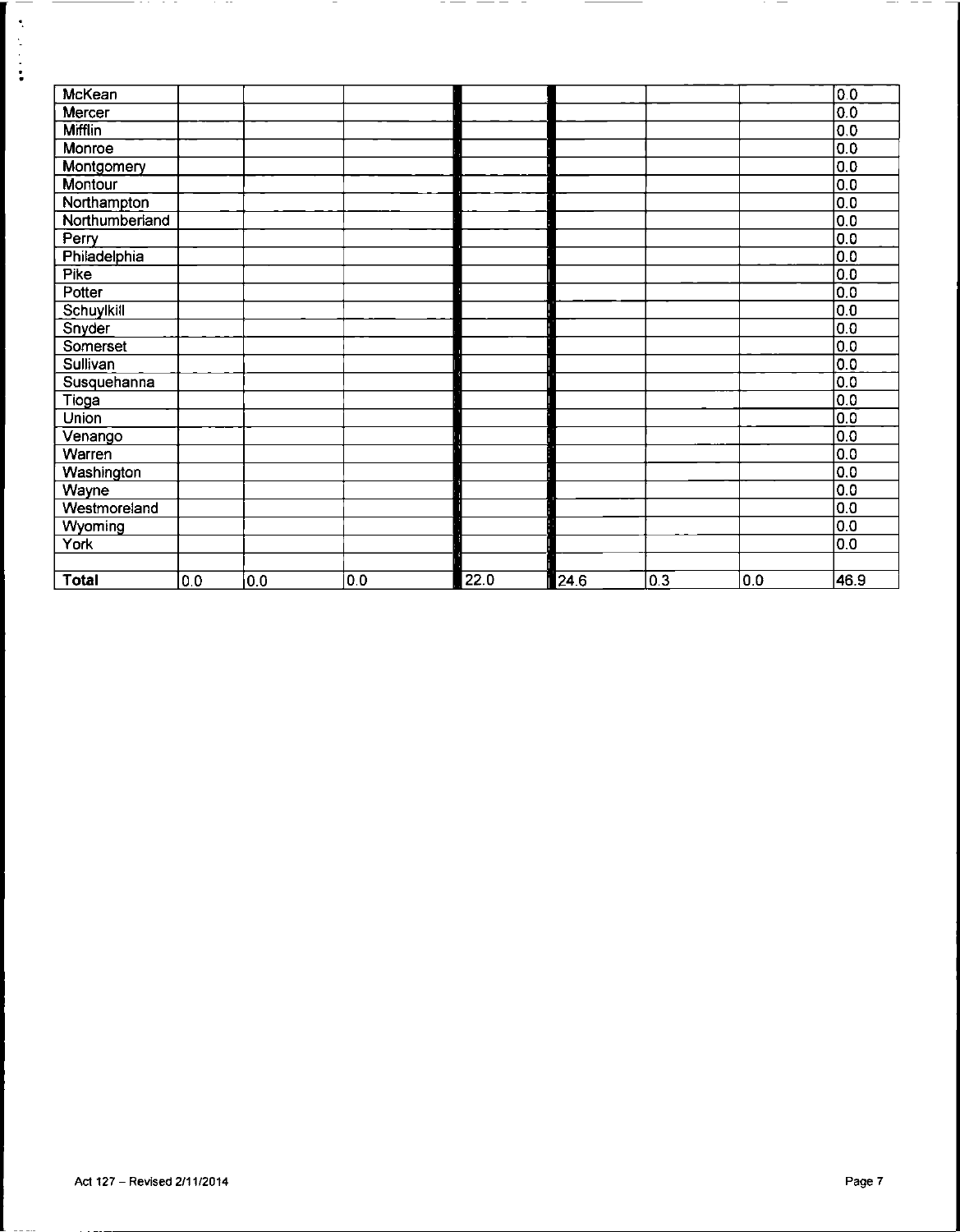| | | | | | | | | |
|---|---|---|---|---|---|---|---|---|
| McKean | | | | | | | | 0.0 |
| Mercer | | | | | | | | 0.0 |
| Mifflin | | | | | | | | 0.0 |
| Monroe | | | | | | | | 0.0 |
| Montgomery | | | | | | | | 0.0 |
| Montour | | | | | | | | 0.0 |
| Northampton | | | | | | | | 0.0 |
| Northumberland | | | | | | | | 0.0 |
| Perry | | | | | | | | 0.0 |
| Philadelphia | | | | | | | | 0.0 |
| Pike | | | | | | | | 0.0 |
| Potter | | | | | | | | 0.0 |
| Schuylkill | | | | | | | | 0.0 |
| Snyder | | | | | | | | 0.0 |
| Somerset | | | | | | | | 0.0 |
| Sullivan | | | | | | | | 0.0 |
| Susquehanna | | | | | | | | 0.0 |
| Tioga | | | | | | | | 0.0 |
| Union | | | | | | | | 0.0 |
| Venango | | | | | | | | 0.0 |
| Warren | | | | | | | | 0.0 |
| Washington | | | | | | | | 0.0 |
| Wayne | | | | | | | | 0.0 |
| Westmoreland | | | | | | | | 0.0 |
| Wyoming | | | | | | | | 0.0 |
| York | | | | | | | | 0.0 |
| | | | | | | | | |
| **Total** | 0.0 | 0.0 | 0.0 | 22.0 | 24.6 | 0.3 | 0.0 | 46.9 |

Act 127 – Revised 2/11/2014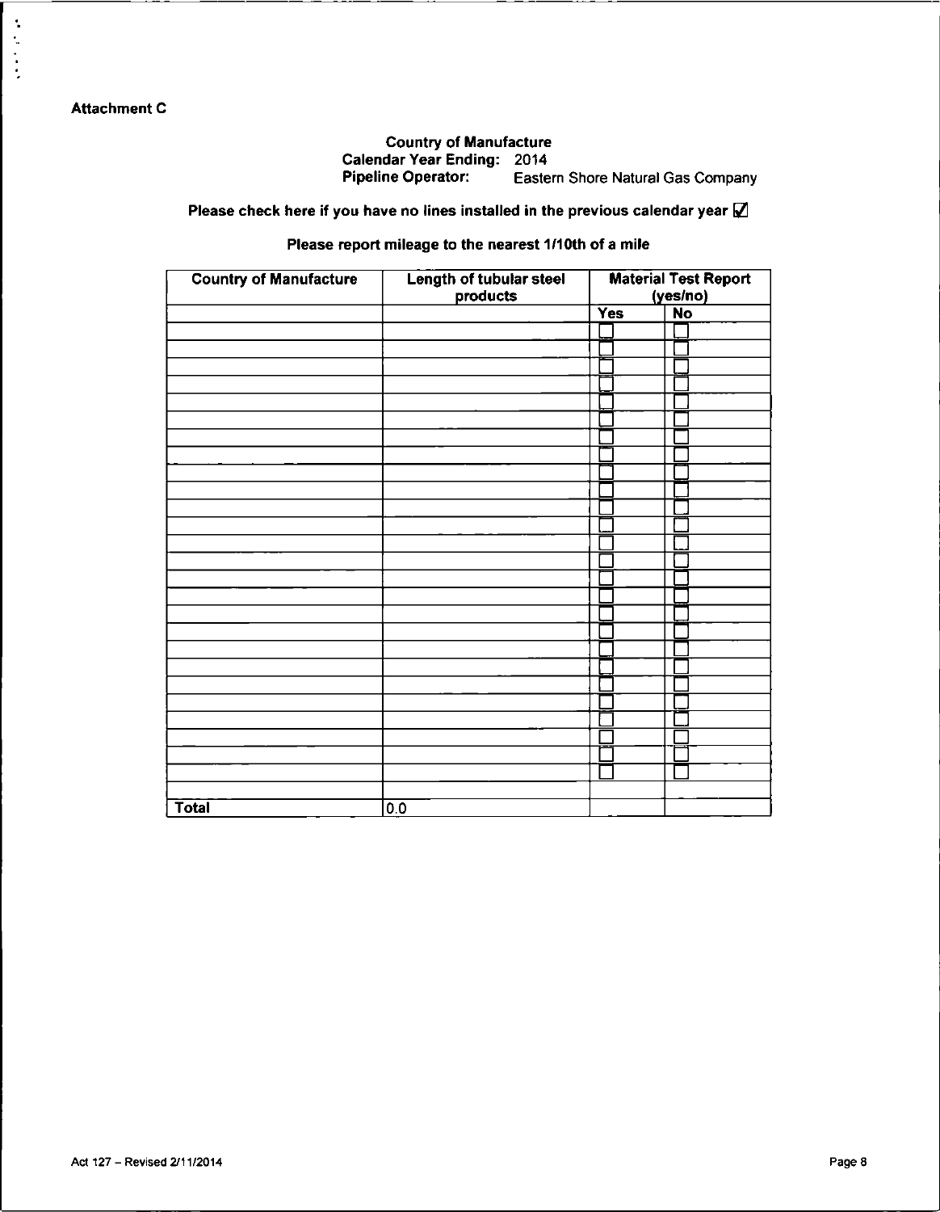**Attachment C**

**Country of Manufacture**
**Calendar Year Ending:** 2014
**Pipeline Operator:** Eastern Shore Natural Gas Company

**Please check here if you have no lines installed in the previous calendar year** ☑

**Please report mileage to the nearest 1/10th of a mile**

| Country of Manufacture | Length of tubular steel products | Material Test Report (yes/no) | |
|---|---|---|---|
| | | Yes | No |
| | | ☐ | ☐ |
| | | ☐ | ☐ |
| | | ☐ | ☐ |
| | | ☐ | ☐ |
| | | ☐ | ☐ |
| | | ☐ | ☐ |
| | | ☐ | ☐ |
| | | ☐ | ☐ |
| | | ☐ | ☐ |
| | | ☐ | ☐ |
| | | ☐ | ☐ |
| | | ☐ | ☐ |
| | | ☐ | ☐ |
| | | ☐ | ☐ |
| | | ☐ | ☐ |
| | | ☐ | ☐ |
| | | ☐ | ☐ |
| | | ☐ | ☐ |
| | | ☐ | ☐ |
| | | ☐ | ☐ |
| | | ☐ | ☐ |
| | | ☐ | ☐ |
| | | ☐ | ☐ |
| | | ☐ | ☐ |
| | | ☐ | ☐ |
| | | ☐ | ☐ |
| | | | |
| **Total** | 0.0 | | |

Act 127 – Revised 2/11/2014